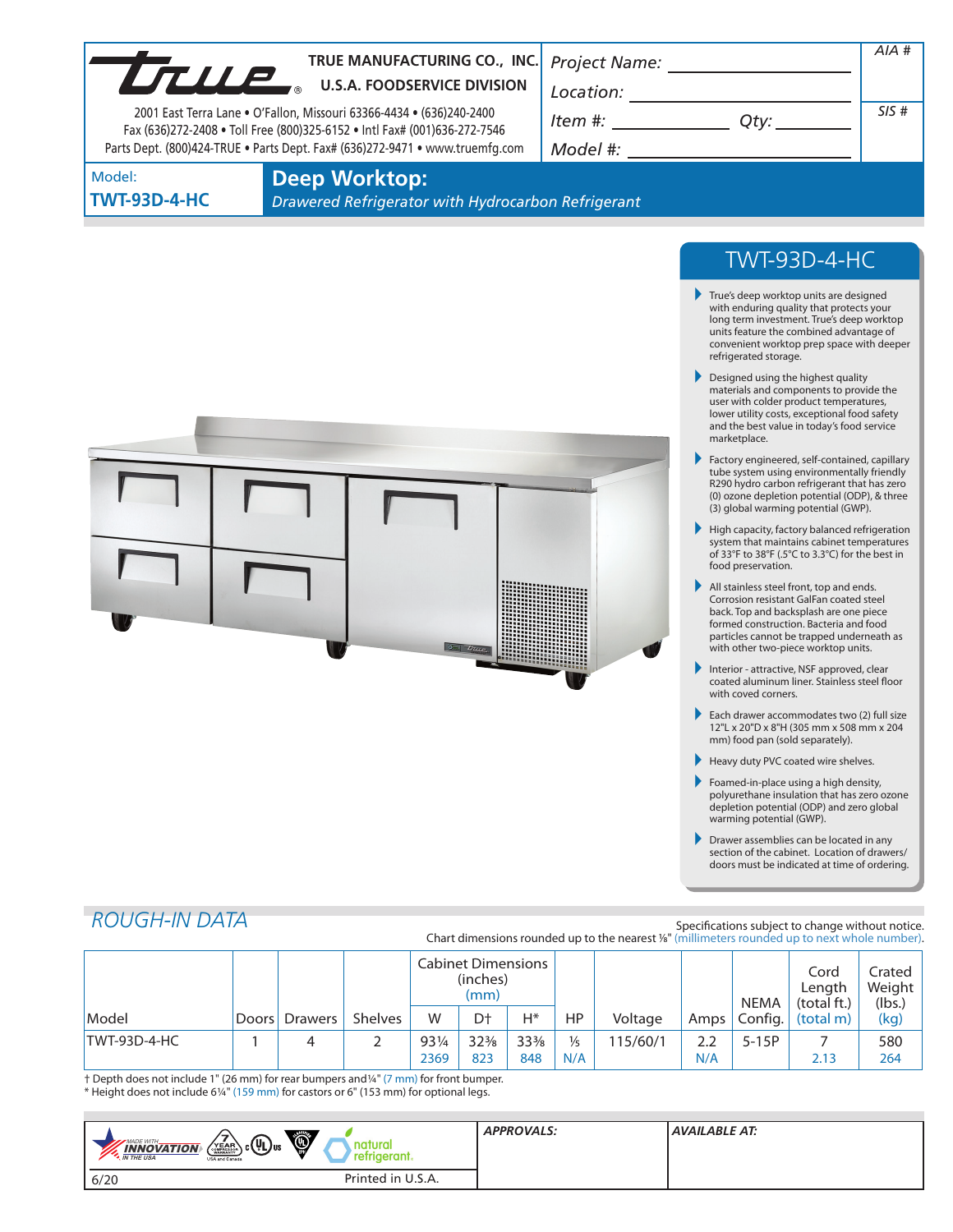**TRUE MANUFACTURING CO., INC.**
**U.S.A. FOODSERVICE DIVISION**

2001 East Terra Lane • O'Fallon, Missouri 63366-4434 • (636)240-2400
Fax (636)272-2408 • Toll Free (800)325-6152 • Intl Fax# (001)636-272-7546
Parts Dept. (800)424-TRUE • Parts Dept. Fax# (636)272-9471 • www.truemfg.com

Project Name: ______________
Location: ______________
Item #: ______________ Qty: ______________
Model #: ______________

AIA #

SIS #

Model:
**TWT-93D-4-HC**

# Deep Worktop:

*Drawered Refrigerator with Hydrocarbon Refrigerant*

## TWT-93D-4-HC

- True's deep worktop units are designed with enduring quality that protects your long term investment. True's deep worktop units feature the combined advantage of convenient worktop prep space with deeper refrigerated storage.
- Designed using the highest quality materials and components to provide the user with colder product temperatures, lower utility costs, exceptional food safety and the best value in today's food service marketplace.
- Factory engineered, self-contained, capillary tube system using environmentally friendly R290 hydro carbon refrigerant that has zero (0) ozone depletion potential (ODP), & three (3) global warming potential (GWP).
- High capacity, factory balanced refrigeration system that maintains cabinet temperatures of 33°F to 38°F (.5°C to 3.3°C) for the best in food preservation.
- All stainless steel front, top and ends. Corrosion resistant GalFan coated steel back. Top and backsplash are one piece formed construction. Bacteria and food particles cannot be trapped underneath as with other two-piece worktop units.
- Interior - attractive, NSF approved, clear coated aluminum liner. Stainless steel floor with coved corners.
- Each drawer accommodates two (2) full size 12"L x 20"D x 8"H (305 mm x 508 mm x 204 mm) food pan (sold separately).
- Heavy duty PVC coated wire shelves.
- Foamed-in-place using a high density, polyurethane insulation that has zero ozone depletion potential (ODP) and zero global warming potential (GWP).
- Drawer assemblies can be located in any section of the cabinet. Location of drawers/doors must be indicated at time of ordering.

## ROUGH-IN DATA

Specifications subject to change without notice.
Chart dimensions rounded up to the nearest ⅛" (millimeters rounded up to next whole number).

| Model | Doors | Drawers | Shelves | Cabinet Dimensions (inches) (mm) | | | HP | Voltage | Amps | NEMA Config. | Cord Length (total ft.) (total m) | Crated Weight (lbs.) (kg) |
|---|---|---|---|---|---|---|---|---|---|---|---|---|
| | | | | W | D† | H* | | | | | | |
| TWT-93D-4-HC | 1 | 4 | 2 | 93¼ 2369 | 32⅜ 823 | 33⅜ 848 | ⅕ N/A | 115/60/1 | 2.2 N/A | 5-15P | 7 2.13 | 580 264 |

† Depth does not include 1" (26 mm) for rear bumpers and ¼" (7 mm) for front bumper.
* Height does not include 6¼" (159 mm) for castors or 6" (153 mm) for optional legs.

MADE WITH INNOVATION IN THE USA | 7 YEAR COMPRESSOR WARRANTY USA and Canada | natural refrigerant.

**APPROVALS:**

**AVAILABLE AT:**

6/20 Printed in U.S.A.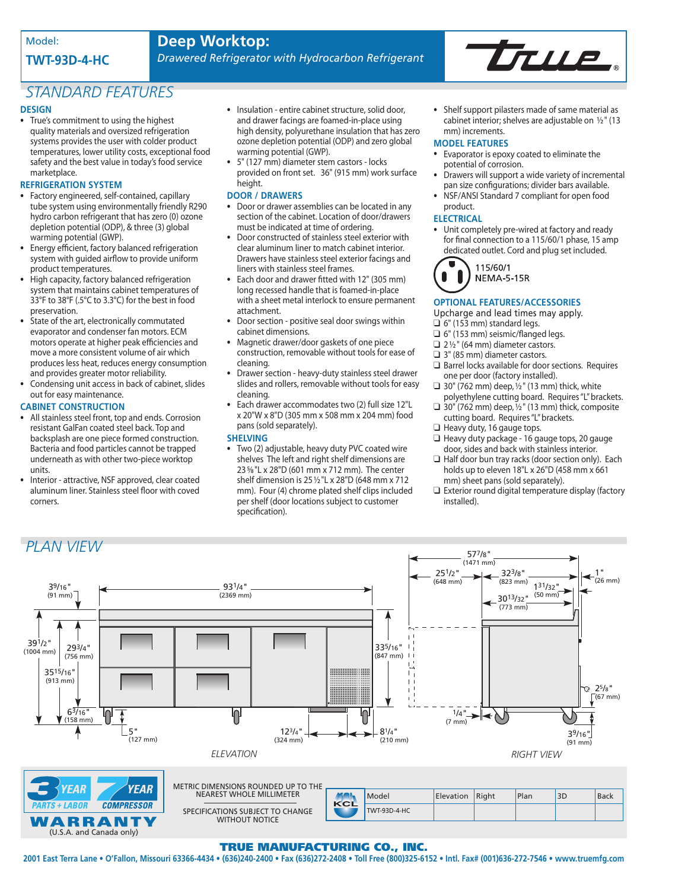Model: **TWT-93D-4-HC**

# Deep Worktop:

*Drawered Refrigerator with Hydrocarbon Refrigerant*

## STANDARD FEATURES

### DESIGN

- True's commitment to using the highest quality materials and oversized refrigeration systems provides the user with colder product temperatures, lower utility costs, exceptional food safety and the best value in today's food service marketplace.

### REFRIGERATION SYSTEM

- Factory engineered, self-contained, capillary tube system using environmentally friendly R290 hydro carbon refrigerant that has zero (0) ozone depletion potential (ODP), & three (3) global warming potential (GWP).
- Energy efficient, factory balanced refrigeration system with guided airflow to provide uniform product temperatures.
- High capacity, factory balanced refrigeration system that maintains cabinet temperatures of 33°F to 38°F (.5°C to 3.3°C) for the best in food preservation.
- State of the art, electronically commutated evaporator and condenser fan motors. ECM motors operate at higher peak efficiencies and move a more consistent volume of air which produces less heat, reduces energy consumption and provides greater motor reliability.
- Condensing unit access in back of cabinet, slides out for easy maintenance.

### CABINET CONSTRUCTION

- All stainless steel front, top and ends. Corrosion resistant GalFan coated steel back. Top and backsplash are one piece formed construction. Bacteria and food particles cannot be trapped underneath as with other two-piece worktop units.
- Interior - attractive, NSF approved, clear coated aluminum liner. Stainless steel floor with coved corners.
- Insulation - entire cabinet structure, solid door, and drawer facings are foamed-in-place using high density, polyurethane insulation that has zero ozone depletion potential (ODP) and zero global warming potential (GWP).
- 5" (127 mm) diameter stem castors - locks provided on front set. 36" (915 mm) work surface height.

### DOOR / DRAWERS

- Door or drawer assemblies can be located in any section of the cabinet. Location of door/drawers must be indicated at time of ordering.
- Door constructed of stainless steel exterior with clear aluminum liner to match cabinet interior. Drawers have stainless steel exterior facings and liners with stainless steel frames.
- Each door and drawer fitted with 12" (305 mm) long recessed handle that is foamed-in-place with a sheet metal interlock to ensure permanent attachment.
- Door section - positive seal door swings within cabinet dimensions.
- Magnetic drawer/door gaskets of one piece construction, removable without tools for ease of cleaning.
- Drawer section - heavy-duty stainless steel drawer slides and rollers, removable without tools for easy cleaning.
- Each drawer accommodates two (2) full size 12"L x 20"W x 8"D (305 mm x 508 mm x 204 mm) food pans (sold separately).

### SHELVING

- Two (2) adjustable, heavy duty PVC coated wire shelves The left and right shelf dimensions are 23⅝"L x 28"D (601 mm x 712 mm). The center shelf dimension is 25½"L x 28"D (648 mm x 712 mm). Four (4) chrome plated shelf clips included per shelf (door locations subject to customer specification).
- Shelf support pilasters made of same material as cabinet interior; shelves are adjustable on ½" (13 mm) increments.

### MODEL FEATURES

- Evaporator is epoxy coated to eliminate the potential of corrosion.
- Drawers will support a wide variety of incremental pan size configurations; divider bars available.
- NSF/ANSI Standard 7 compliant for open food product.

### ELECTRICAL

- Unit completely pre-wired at factory and ready for final connection to a 115/60/1 phase, 15 amp dedicated outlet. Cord and plug set included.

115/60/1
NEMA-5-15R

### OPTIONAL FEATURES/ACCESSORIES

Upcharge and lead times may apply.

- ❑ 6" (153 mm) standard legs.
- ❑ 6" (153 mm) seismic/flanged legs.
- ❑ 2½" (64 mm) diameter castors.
- ❑ 3" (85 mm) diameter castors.
- ❑ Barrel locks available for door sections. Requires one per door (factory installed).
- ❑ 30" (762 mm) deep, ½" (13 mm) thick, white polyethylene cutting board. Requires "L" brackets.
- ❑ 30" (762 mm) deep, ½" (13 mm) thick, composite cutting board. Requires "L" brackets.
- ❑ Heavy duty, 16 gauge tops.
- ❑ Heavy duty package - 16 gauge tops, 20 gauge door, sides and back with stainless interior.
- ❑ Half door bun tray racks (door section only). Each holds up to eleven 18"L x 26"D (458 mm x 661 mm) sheet pans (sold separately).
- ❑ Exterior round digital temperature display (factory installed).

## PLAN VIEW

3⁹⁄₁₆" (91 mm)
93¼" (2369 mm)
39½" (1004 mm)
29¾" (756 mm)
35¹⁵⁄₁₆" (913 mm)
6³⁄₁₆" (158 mm)
5" (127 mm)
12¾" (324 mm)
8¼" (210 mm)
33⁵⁄₁₆" (847 mm)

ELEVATION

57⅞" (1471 mm)
25½" (648 mm)
32⅜" (823 mm)
1" (26 mm)
1³¹⁄₃₂" (50 mm)
30¹³⁄₃₂" (773 mm)
2⅝" (67 mm)
¼" (7 mm)
3⁹⁄₁₆" (91 mm)

RIGHT VIEW

3 YEAR PARTS + LABOR
7 YEAR COMPRESSOR
WARRANTY (U.S.A. and Canada only)

METRIC DIMENSIONS ROUNDED UP TO THE NEAREST WHOLE MILLIMETER

SPECIFICATIONS SUBJECT TO CHANGE WITHOUT NOTICE

KCL

| Model | Elevation | Right | Plan | 3D | Back |
|---|---|---|---|---|---|
| TWT-93D-4-HC | | | | | |

**TRUE MANUFACTURING CO., INC.**

2001 East Terra Lane • O'Fallon, Missouri 63366-4434 • (636)240-2400 • Fax (636)272-2408 • Toll Free (800)325-6152 • Intl. Fax# (001)636-272-7546 • www.truemfg.com